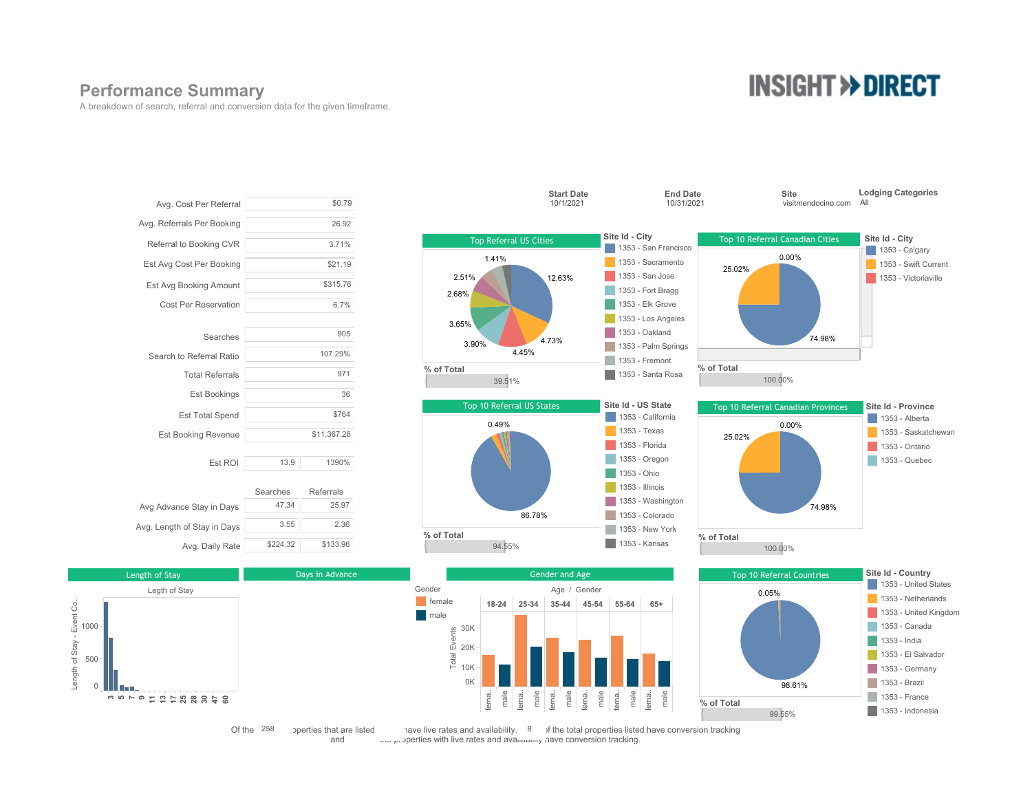# Performance Summary

A breakdown of search, referral and conversion data for the given timeframe.

INSIGHT DIRECT

| Start Date | End Date | Site | Lodging Categories |
|---|---|---|---|
| 10/1/2021 | 10/31/2021 | visitmendocino.com | All |

| Metric | Value |
|---|---|
| Avg. Cost Per Referral | $0.79 |
| Avg. Referrals Per Booking | 26.92 |
| Referral to Booking CVR | 3.71% |
| Est Avg Cost Per Booking | $21.19 |
| Est Avg Booking Amount | $315.76 |
| Cost Per Reservation | 6.7% |
| Searches | 905 |
| Search to Referral Ratio | 107.29% |
| Total Referrals | 971 |
| Est Bookings | 36 |
| Est Total Spend | $764 |
| Est Booking Revenue | $11,367.26 |
| Est ROI | 13.9 / 1390% |

| | Searches | Referrals |
|---|---|---|
| Avg Advance Stay in Days | 47.34 | 25.97 |
| Avg. Length of Stay in Days | 3.55 | 2.36 |
| Avg. Daily Rate | $224.32 | $133.96 |

## Top Referral US Cities

Site Id - City: 1353 - San Francisco, 1353 - Sacramento, 1353 - San Jose, 1353 - Fort Bragg, 1353 - Elk Grove, 1353 - Los Angeles, 1353 - Oakland, 1353 - Palm Springs, 1353 - Fremont, 1353 - Santa Rosa

Chart values: 12.63%, 4.73%, 4.45%, 3.90%, 3.65%, 2.68%, 2.51%, 1.41%

% of Total: 39.51%

## Top 10 Referral Canadian Cities

Site Id - City: 1353 - Calgary, 1353 - Swift Current, 1353 - Victoriaville

Chart values: 74.98%, 25.02%, 0.00%

% of Total: 100.00%

## Top 10 Referral US States

Site Id - US State: 1353 - California, 1353 - Texas, 1353 - Florida, 1353 - Oregon, 1353 - Ohio, 1353 - Illinois, 1353 - Washington, 1353 - Colorado, 1353 - New York, 1353 - Kansas

Chart values: 86.78%, 0.49%

% of Total: 94.55%

## Top 10 Referral Canadian Provinces

Site Id - Province: 1353 - Alberta, 1353 - Saskatchewan, 1353 - Ontario, 1353 - Quebec

Chart values: 74.98%, 25.02%, 0.00%

% of Total: 100.00%

## Length of Stay

Legth of Stay

Length of Stay - Event Co..

Y-axis: 0, 500, 1000. X-axis: 3, 5, 7, 9, 11, 13, 17, 25, 28, 30, 47, 60

## Days in Advance

## Gender and Age

Gender: female, male

Age / Gender: 18-24, 25-34, 35-44, 45-54, 55-64, 65+

Total Events: 0K, 10K, 20K, 30K

## Top 10 Referral Countries

Site Id - Country: 1353 - United States, 1353 - Netherlands, 1353 - United Kingdom, 1353 - Canada, 1353 - India, 1353 - El Salvador, 1353 - Germany, 1353 - Brazil, 1353 - France, 1353 - Indonesia

Chart values: 98.61%, 0.05%

% of Total: 99.55%

Of the 258 properties that are listed and ... have live rates and availability. 8 of the total properties listed have conversion tracking ... the properties with live rates and availability have conversion tracking.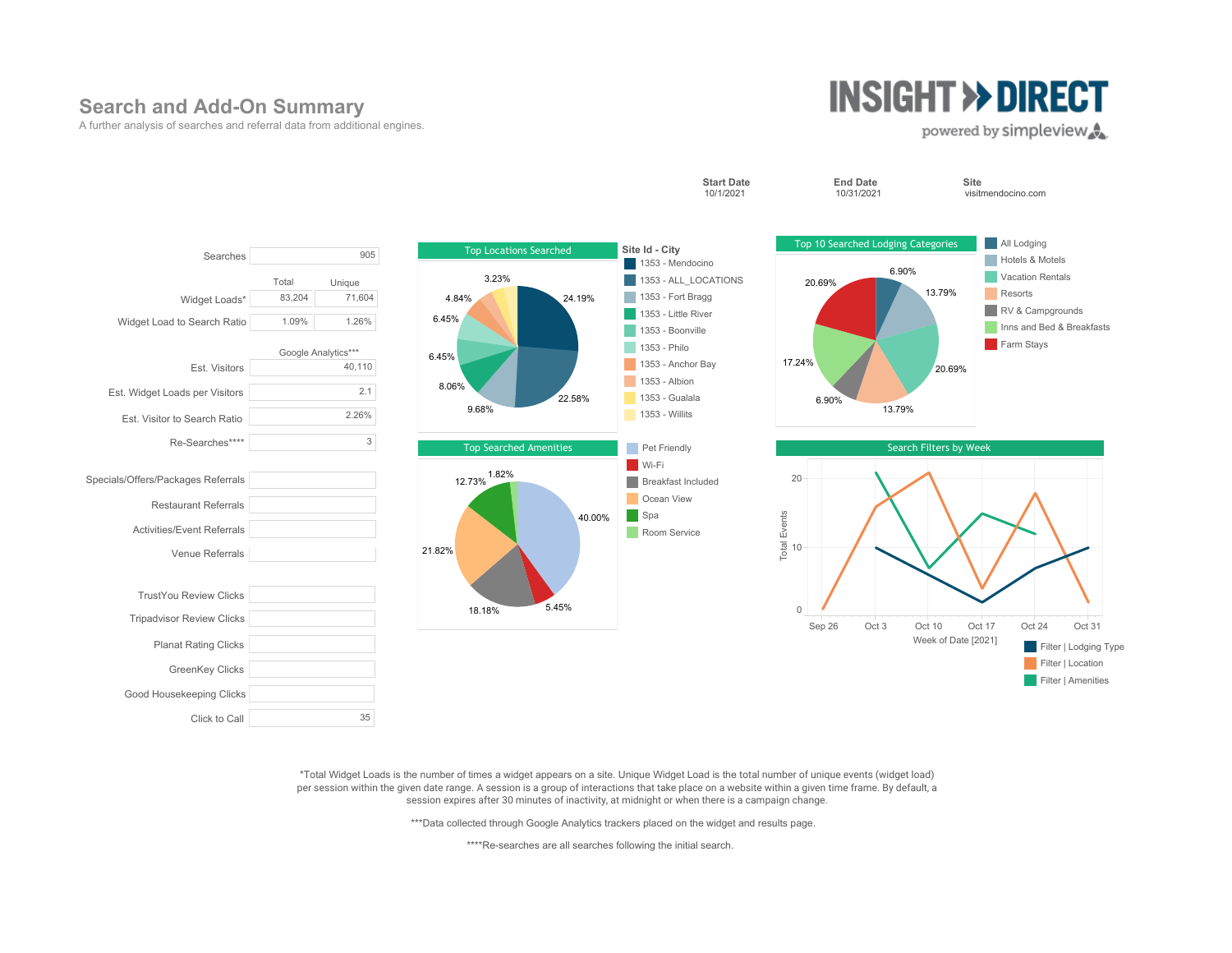# Search and Add-On Summary

A further analysis of searches and referral data from additional engines.

INSIGHT » DIRECT
powered by simpleview

| Start Date | End Date | Site |
|---|---|---|
| 10/1/2021 | 10/31/2021 | visitmendocino.com |

| | Total | Unique |
|---|---|---|
| Searches | 905 | |
| Widget Loads* | 83,204 | 71,604 |
| Widget Load to Search Ratio | 1.09% | 1.26% |

| | Google Analytics*** |
|---|---|
| Est. Visitors | 40,110 |
| Est. Widget Loads per Visitors | 2.1 |
| Est. Visitor to Search Ratio | 2.26% |
| Re-Searches**** | 3 |

| | |
|---|---|
| Specials/Offers/Packages Referrals | |
| Restaurant Referrals | |
| Activities/Event Referrals | |
| Venue Referrals | |
| TrustYou Review Clicks | |
| Tripadvisor Review Clicks | |
| Planat Rating Clicks | |
| GreenKey Clicks | |
| Good Housekeeping Clicks | |
| Click to Call | 35 |

## Top Locations Searched

| Site Id - City | % |
|---|---|
| 1353 - Mendocino | 24.19% |
| 1353 - ALL_LOCATIONS | 22.58% |
| 1353 - Fort Bragg | 9.68% |
| 1353 - Little River | 8.06% |
| 1353 - Boonville | 6.45% |
| 1353 - Philo | 6.45% |
| 1353 - Anchor Bay | 4.84% |
| 1353 - Albion | |
| 1353 - Gualala | 3.23% |
| 1353 - Willits | |

## Top 10 Searched Lodging Categories

| Category | % |
|---|---|
| All Lodging | 6.90% |
| Hotels & Motels | 13.79% |
| Vacation Rentals | 20.69% |
| Resorts | 13.79% |
| RV & Campgrounds | 6.90% |
| Inns and Bed & Breakfasts | 17.24% |
| Farm Stays | 20.69% |

## Top Searched Amenities

| Amenity | % |
|---|---|
| Pet Friendly | 40.00% |
| Wi-Fi | 5.45% |
| Breakfast Included | 18.18% |
| Ocean View | 21.82% |
| Spa | 12.73% |
| Room Service | 1.82% |

## Search Filters by Week

Total Events by Week of Date [2021]

| Week | Filter \| Lodging Type | Filter \| Location | Filter \| Amenities |
|---|---|---|---|
| Sep 26 | | 0 | |
| Oct 3 | 10 | 16 | 21 |
| Oct 10 | | 21 | 7 |
| Oct 17 | 1 | 4 | 15 |
| Oct 24 | 7 | 18 | 12 |
| Oct 31 | 10 | 1 | |

*Total Widget Loads is the number of times a widget appears on a site. Unique Widget Load is the total number of unique events (widget load) per session within the given date range. A session is a group of interactions that take place on a website within a given time frame. By default, a session expires after 30 minutes of inactivity, at midnight or when there is a campaign change.

***Data collected through Google Analytics trackers placed on the widget and results page.

****Re-searches are all searches following the initial search.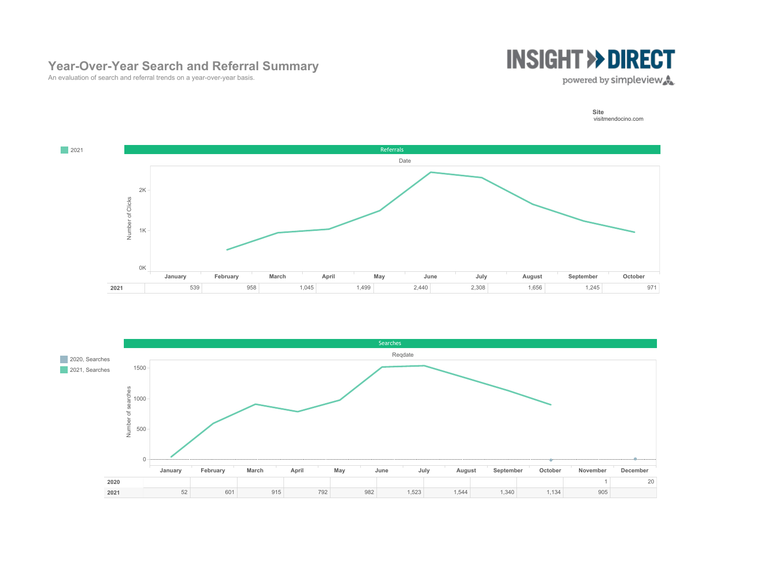# Year-Over-Year Search and Referral Summary

An evaluation of search and referral trends on a year-over-year basis.

**Site**
visitmendocino.com

## Referrals

| | January | February | March | April | May | June | July | August | September | October |
|---|---|---|---|---|---|---|---|---|---|---|
| **2021** | | 539 | 958 | 1,045 | 1,499 | 2,440 | 2,308 | 1,656 | 1,245 | 971 |

## Searches

| | January | February | March | April | May | June | July | August | September | October | November | December |
|---|---|---|---|---|---|---|---|---|---|---|---|---|
| **2020** | | | | | | | | | | 1 | | 20 |
| **2021** | 52 | 601 | 915 | 792 | 982 | 1,523 | 1,544 | 1,340 | 1,134 | 905 | | |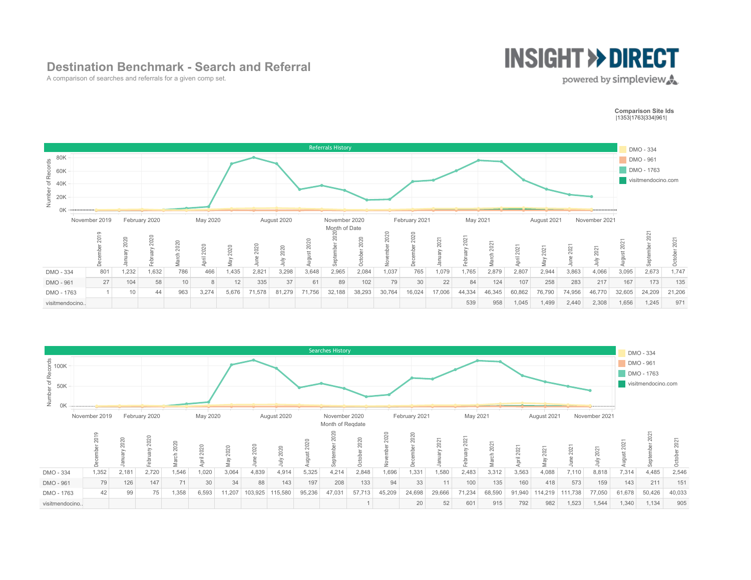# Destination Benchmark - Search and Referral

A comparison of searches and referrals for a given comp set.

INSIGHT DIRECT
powered by simpleview

**Comparison Site Ids**
|1353|1763|334|961|

Referrals History

80K
60K
40K
20K
0K

Number of Records

November 2019 February 2020 May 2020 August 2020 November 2020 February 2021 May 2021 August 2021 November 2021

Month of Date

DMO - 334
DMO - 961
DMO - 1763
visitmendocino.com

| | December 2019 | January 2020 | February 2020 | March 2020 | April 2020 | May 2020 | June 2020 | July 2020 | August 2020 | September 2020 | October 2020 | November 2020 | December 2020 | January 2021 | February 2021 | March 2021 | April 2021 | May 2021 | June 2021 | July 2021 | August 2021 | September 2021 | October 2021 |
|---|---|---|---|---|---|---|---|---|---|---|---|---|---|---|---|---|---|---|---|---|---|---|---|
| DMO - 334 | 801 | 1,232 | 1,632 | 786 | 466 | 1,435 | 2,821 | 3,298 | 3,648 | 2,965 | 2,084 | 1,037 | 765 | 1,079 | 1,765 | 2,879 | 2,807 | 2,944 | 3,863 | 4,066 | 3,095 | 2,673 | 1,747 |
| DMO - 961 | 27 | 104 | 58 | 10 | 8 | 12 | 335 | 37 | 61 | 89 | 102 | 79 | 30 | 22 | 84 | 124 | 107 | 258 | 283 | 217 | 167 | 173 | 135 |
| DMO - 1763 | 1 | 10 | 44 | 963 | 3,274 | 5,676 | 71,578 | 81,279 | 71,756 | 32,188 | 38,293 | 30,764 | 16,024 | 17,006 | 44,334 | 46,345 | 60,862 | 76,790 | 74,956 | 46,770 | 32,605 | 24,209 | 21,206 |
| visitmendocino.. | | | | | | | | | | | | | | | 539 | 958 | 1,045 | 1,499 | 2,440 | 2,308 | 1,656 | 1,245 | 971 |

Searches History

100K
50K
0K

Number of Records

November 2019 February 2020 May 2020 August 2020 November 2020 February 2021 May 2021 August 2021 November 2021

Month of Reqdate

DMO - 334
DMO - 961
DMO - 1763
visitmendocino.com

| | December 2019 | January 2020 | February 2020 | March 2020 | April 2020 | May 2020 | June 2020 | July 2020 | August 2020 | September 2020 | October 2020 | November 2020 | December 2020 | January 2021 | February 2021 | March 2021 | April 2021 | May 2021 | June 2021 | July 2021 | August 2021 | September 2021 | October 2021 |
|---|---|---|---|---|---|---|---|---|---|---|---|---|---|---|---|---|---|---|---|---|---|---|---|
| DMO - 334 | 1,352 | 2,181 | 2,720 | 1,546 | 1,020 | 3,064 | 4,839 | 4,914 | 5,325 | 4,214 | 2,848 | 1,696 | 1,331 | 1,580 | 2,483 | 3,312 | 3,563 | 4,088 | 7,110 | 8,818 | 7,314 | 4,485 | 2,546 |
| DMO - 961 | 79 | 126 | 147 | 71 | 30 | 34 | 88 | 143 | 197 | 208 | 133 | 94 | 33 | 11 | 100 | 135 | 160 | 418 | 573 | 159 | 143 | 211 | 151 |
| DMO - 1763 | 42 | 99 | 75 | 1,358 | 6,593 | 11,207 | 103,925 | 115,580 | 95,236 | 47,031 | 57,713 | 45,209 | 24,698 | 29,666 | 71,234 | 68,590 | 91,940 | 114,219 | 111,738 | 77,050 | 61,678 | 50,426 | 40,033 |
| visitmendocino.. | | | | | | | | | | | 1 | | 20 | 52 | 601 | 915 | 792 | 982 | 1,523 | 1,544 | 1,340 | 1,134 | 905 |